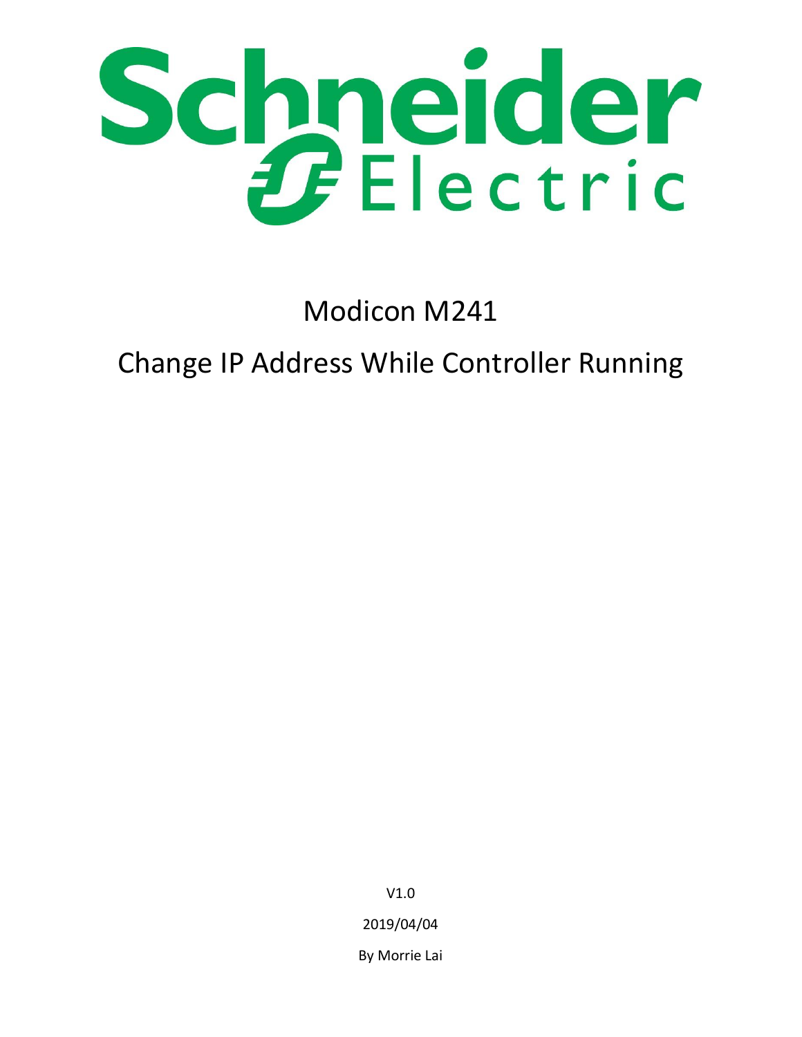Schneider Electric

# Modicon M241

# Change IP Address While Controller Running

V1.0

2019/04/04

By Morrie Lai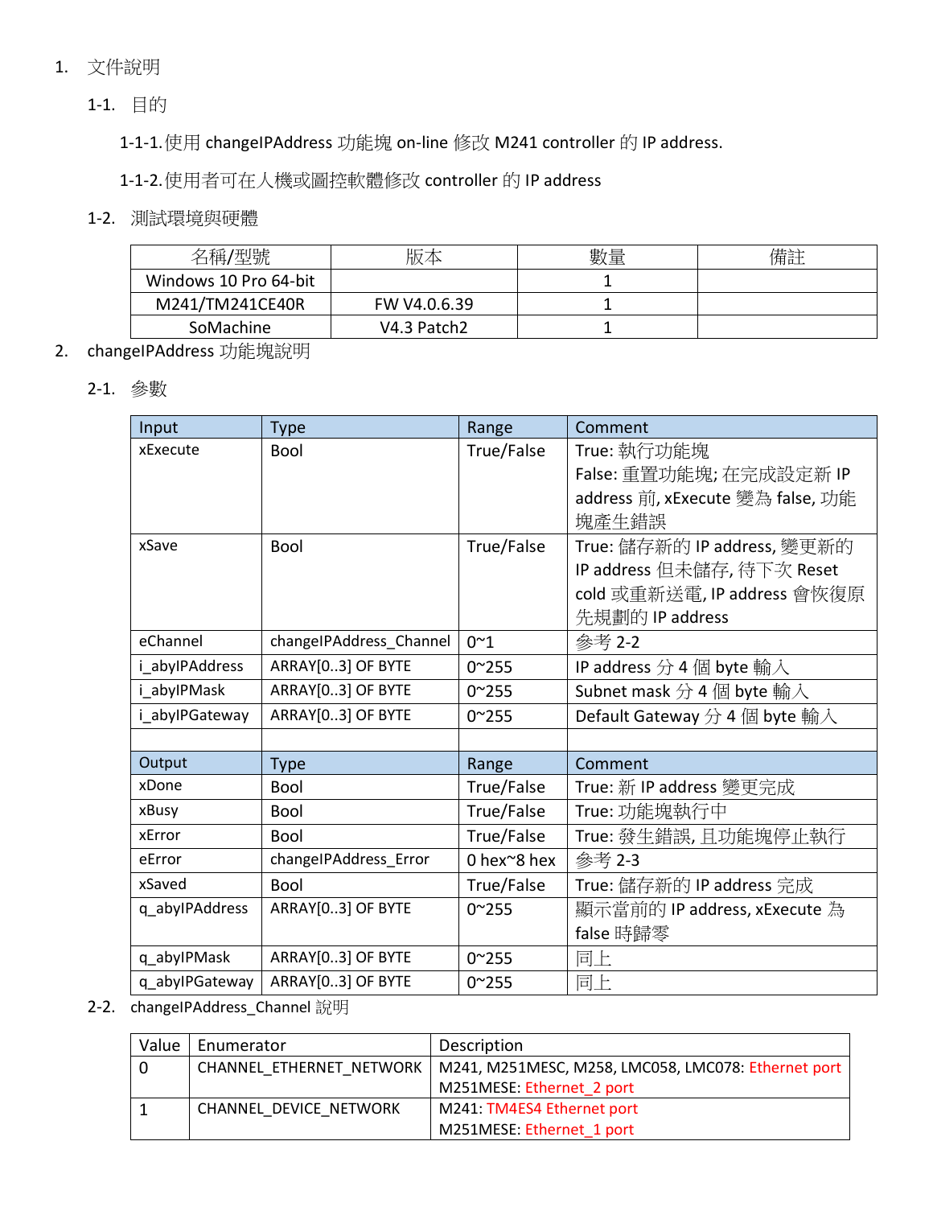1. 文件說明

  1-1. 目的

    1-1-1. 使用 changeIPAddress 功能塊 on-line 修改 M241 controller 的 IP address.

    1-1-2. 使用者可在人機或圖控軟體修改 controller 的 IP address

  1-2. 測試環境與硬體

| 名稱/型號 | 版本 | 數量 | 備註 |
|---|---|---|---|
| Windows 10 Pro 64-bit | | 1 | |
| M241/TM241CE40R | FW V4.0.6.39 | 1 | |
| SoMachine | V4.3 Patch2 | 1 | |

2. changeIPAddress 功能塊說明

  2-1. 參數

| Input | Type | Range | Comment |
|---|---|---|---|
| xExecute | Bool | True/False | True: 執行功能塊<br>False: 重置功能塊; 在完成設定新 IP address 前, xExecute 變為 false, 功能塊產生錯誤 |
| xSave | Bool | True/False | True: 儲存新的 IP address, 變更新的 IP address 但未儲存, 待下次 Reset cold 或重新送電, IP address 會恢復原先規劃的 IP address |
| eChannel | changeIPAddress_Channel | 0~1 | 參考 2-2 |
| i_abyIPAddress | ARRAY[0..3] OF BYTE | 0~255 | IP address 分 4 個 byte 輸入 |
| i_abyIPMask | ARRAY[0..3] OF BYTE | 0~255 | Subnet mask 分 4 個 byte 輸入 |
| i_abyIPGateway | ARRAY[0..3] OF BYTE | 0~255 | Default Gateway 分 4 個 byte 輸入 |
| | | | |
| **Output** | **Type** | **Range** | **Comment** |
| xDone | Bool | True/False | True: 新 IP address 變更完成 |
| xBusy | Bool | True/False | True: 功能塊執行中 |
| xError | Bool | True/False | True: 發生錯誤, 且功能塊停止執行 |
| eError | changeIPAddress_Error | 0 hex~8 hex | 參考 2-3 |
| xSaved | Bool | True/False | True: 儲存新的 IP address 完成 |
| q_abyIPAddress | ARRAY[0..3] OF BYTE | 0~255 | 顯示當前的 IP address, xExecute 為 false 時歸零 |
| q_abyIPMask | ARRAY[0..3] OF BYTE | 0~255 | 同上 |
| q_abyIPGateway | ARRAY[0..3] OF BYTE | 0~255 | 同上 |

  2-2. changeIPAddress_Channel 說明

| Value | Enumerator | Description |
|---|---|---|
| 0 | CHANNEL_ETHERNET_NETWORK | M241, M251MESC, M258, LMC058, LMC078: Ethernet port<br>M251MESE: Ethernet_2 port |
| 1 | CHANNEL_DEVICE_NETWORK | M241: TM4ES4 Ethernet port<br>M251MESE: Ethernet_1 port |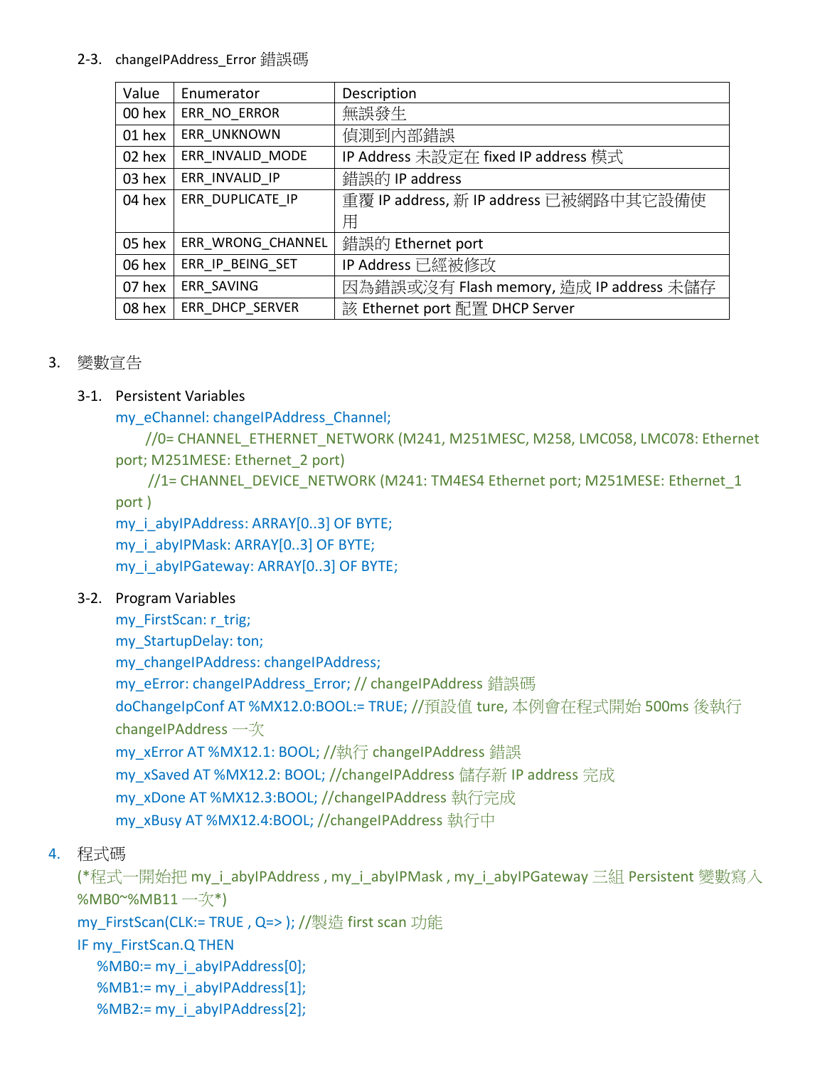2-3. changeIPAddress_Error 錯誤碼

| Value | Enumerator | Description |
|---|---|---|
| 00 hex | ERR_NO_ERROR | 無誤發生 |
| 01 hex | ERR_UNKNOWN | 偵測到內部錯誤 |
| 02 hex | ERR_INVALID_MODE | IP Address 未設定在 fixed IP address 模式 |
| 03 hex | ERR_INVALID_IP | 錯誤的 IP address |
| 04 hex | ERR_DUPLICATE_IP | 重覆 IP address, 新 IP address 已被網路中其它設備使用 |
| 05 hex | ERR_WRONG_CHANNEL | 錯誤的 Ethernet port |
| 06 hex | ERR_IP_BEING_SET | IP Address 已經被修改 |
| 07 hex | ERR_SAVING | 因為錯誤或沒有 Flash memory, 造成 IP address 未儲存 |
| 08 hex | ERR_DHCP_SERVER | 該 Ethernet port 配置 DHCP Server |

3. 變數宣告

3-1. Persistent Variables

```
my_eChannel: changeIPAddress_Channel;
    //0= CHANNEL_ETHERNET_NETWORK (M241, M251MESC, M258, LMC058, LMC078: Ethernet port; M251MESE: Ethernet_2 port)
    //1= CHANNEL_DEVICE_NETWORK (M241: TM4ES4 Ethernet port; M251MESE: Ethernet_1 port )
my_i_abyIPAddress: ARRAY[0..3] OF BYTE;
my_i_abyIPMask: ARRAY[0..3] OF BYTE;
my_i_abyIPGateway: ARRAY[0..3] OF BYTE;
```

3-2. Program Variables

```
my_FirstScan: r_trig;
my_StartupDelay: ton;
my_changeIPAddress: changeIPAddress;
my_eError: changeIPAddress_Error; // changeIPAddress 錯誤碼
doChangeIpConf AT %MX12.0:BOOL:= TRUE; //預設值 ture, 本例會在程式開始 500ms 後執行 changeIPAddress 一次
my_xError AT %MX12.1: BOOL; //執行 changeIPAddress 錯誤
my_xSaved AT %MX12.2: BOOL; //changeIPAddress 儲存新 IP address 完成
my_xDone AT %MX12.3:BOOL; //changeIPAddress 執行完成
my_xBusy AT %MX12.4:BOOL; //changeIPAddress 執行中
```

4. 程式碼

```
(*程式一開始把 my_i_abyIPAddress , my_i_abyIPMask , my_i_abyIPGateway 三組 Persistent 變數寫入 %MB0~%MB11 一次*)
my_FirstScan(CLK:= TRUE , Q=> ); //製造 first scan 功能
IF my_FirstScan.Q THEN
    %MB0:= my_i_abyIPAddress[0];
    %MB1:= my_i_abyIPAddress[1];
    %MB2:= my_i_abyIPAddress[2];
```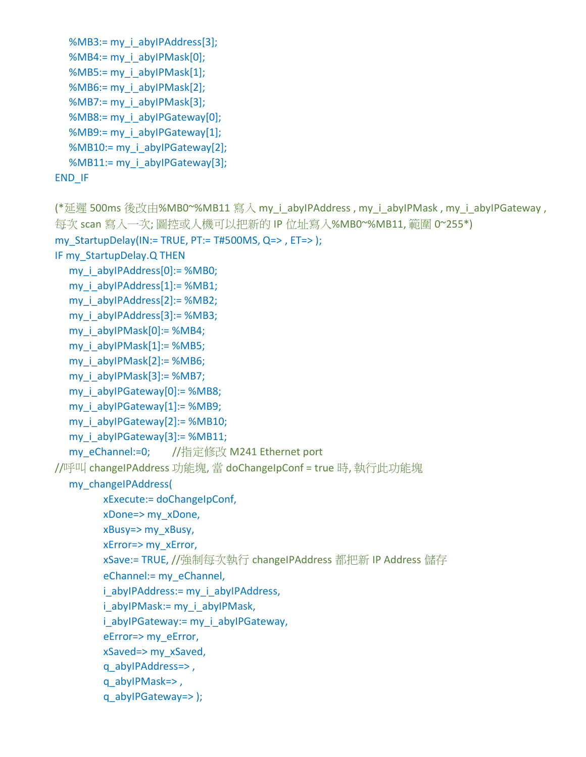```
    %MB3:= my_i_abyIPAddress[3];
    %MB4:= my_i_abyIPMask[0];
    %MB5:= my_i_abyIPMask[1];
    %MB6:= my_i_abyIPMask[2];
    %MB7:= my_i_abyIPMask[3];
    %MB8:= my_i_abyIPGateway[0];
    %MB9:= my_i_abyIPGateway[1];
    %MB10:= my_i_abyIPGateway[2];
    %MB11:= my_i_abyIPGateway[3];
END_IF

(*延遲 500ms 後改由%MB0~%MB11 寫入 my_i_abyIPAddress , my_i_abyIPMask , my_i_abyIPGateway ,
每次 scan 寫入一次; 圖控或人機可以把新的 IP 位址寫入%MB0~%MB11, 範圍 0~255*)
my_StartupDelay(IN:= TRUE, PT:= T#500MS, Q=> , ET=> );
IF my_StartupDelay.Q THEN
    my_i_abyIPAddress[0]:= %MB0;
    my_i_abyIPAddress[1]:= %MB1;
    my_i_abyIPAddress[2]:= %MB2;
    my_i_abyIPAddress[3]:= %MB3;
    my_i_abyIPMask[0]:= %MB4;
    my_i_abyIPMask[1]:= %MB5;
    my_i_abyIPMask[2]:= %MB6;
    my_i_abyIPMask[3]:= %MB7;
    my_i_abyIPGateway[0]:= %MB8;
    my_i_abyIPGateway[1]:= %MB9;
    my_i_abyIPGateway[2]:= %MB10;
    my_i_abyIPGateway[3]:= %MB11;
    my_eChannel:=0;        //指定修改 M241 Ethernet port
//呼叫 changeIPAddress 功能塊, 當 doChangeIpConf = true 時, 執行此功能塊
    my_changeIPAddress(
            xExecute:= doChangeIpConf,
            xDone=> my_xDone,
            xBusy=> my_xBusy,
            xError=> my_xError,
            xSave:= TRUE, //強制每次執行 changeIPAddress 都把新 IP Address 儲存
            eChannel:= my_eChannel,
            i_abyIPAddress:= my_i_abyIPAddress,
            i_abyIPMask:= my_i_abyIPMask,
            i_abyIPGateway:= my_i_abyIPGateway,
            eError=> my_eError,
            xSaved=> my_xSaved,
            q_abyIPAddress=> ,
            q_abyIPMask=> ,
            q_abyIPGateway=> );
```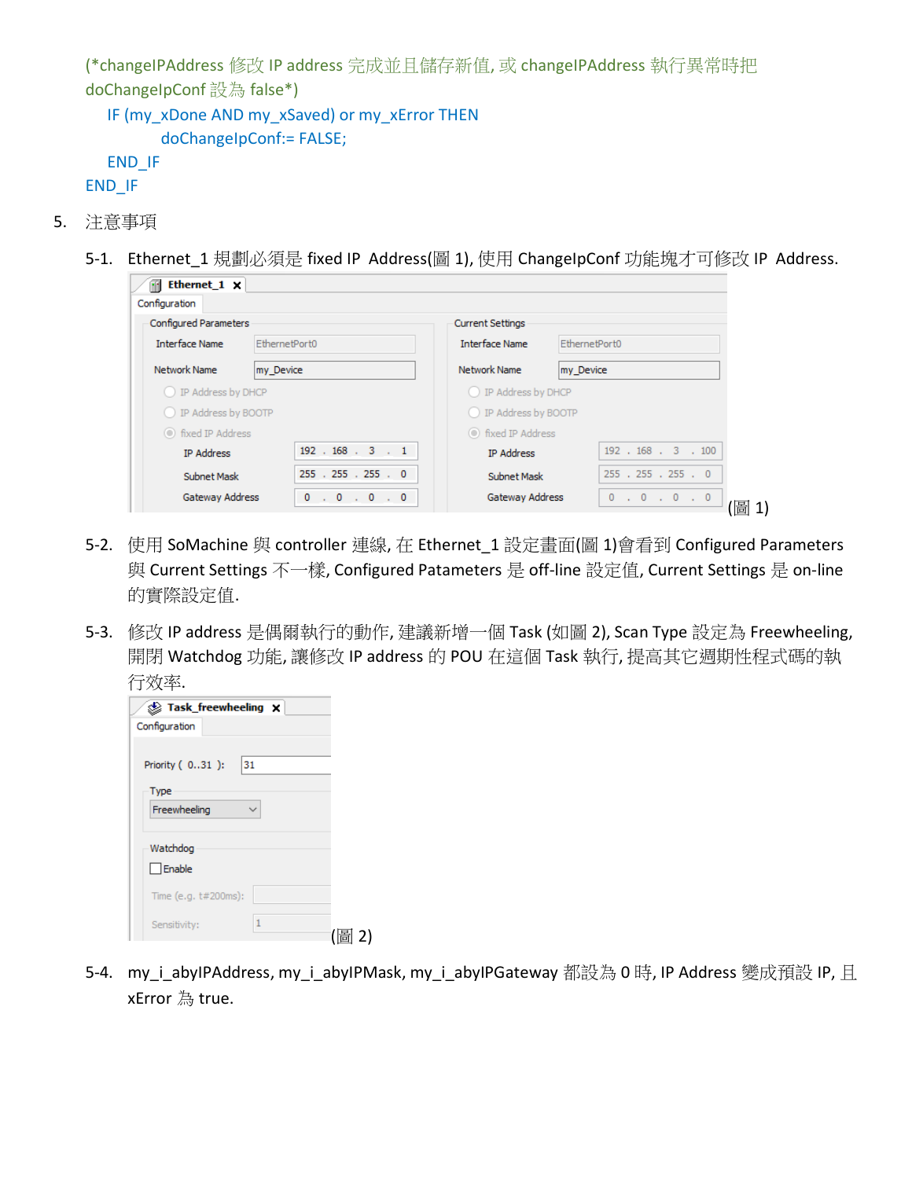```
(*changeIPAddress 修改 IP address 完成並且儲存新值, 或 changeIPAddress 執行異常時把
doChangeIpConf 設為 false*)
    IF (my_xDone AND my_xSaved) or my_xError THEN
            doChangeIpConf:= FALSE;
    END_IF
END_IF
```

5. 注意事項

5-1. Ethernet_1 規劃必須是 fixed IP Address(圖 1), 使用 ChangeIpConf 功能塊才可修改 IP Address.

(圖 1)

5-2. 使用 SoMachine 與 controller 連線, 在 Ethernet_1 設定畫面(圖 1)會看到 Configured Parameters 與 Current Settings 不一樣, Configured Patameters 是 off-line 設定值, Current Settings 是 on-line 的實際設定值.

5-3. 修改 IP address 是偶爾執行的動作, 建議新增一個 Task (如圖 2), Scan Type 設定為 Freewheeling, 開閉 Watchdog 功能, 讓修改 IP address 的 POU 在這個 Task 執行, 提高其它週期性程式碼的執行效率.

(圖 2)

5-4. my_i_abyIPAddress, my_i_abyIPMask, my_i_abyIPGateway 都設為 0 時, IP Address 變成預設 IP, 且 xError 為 true.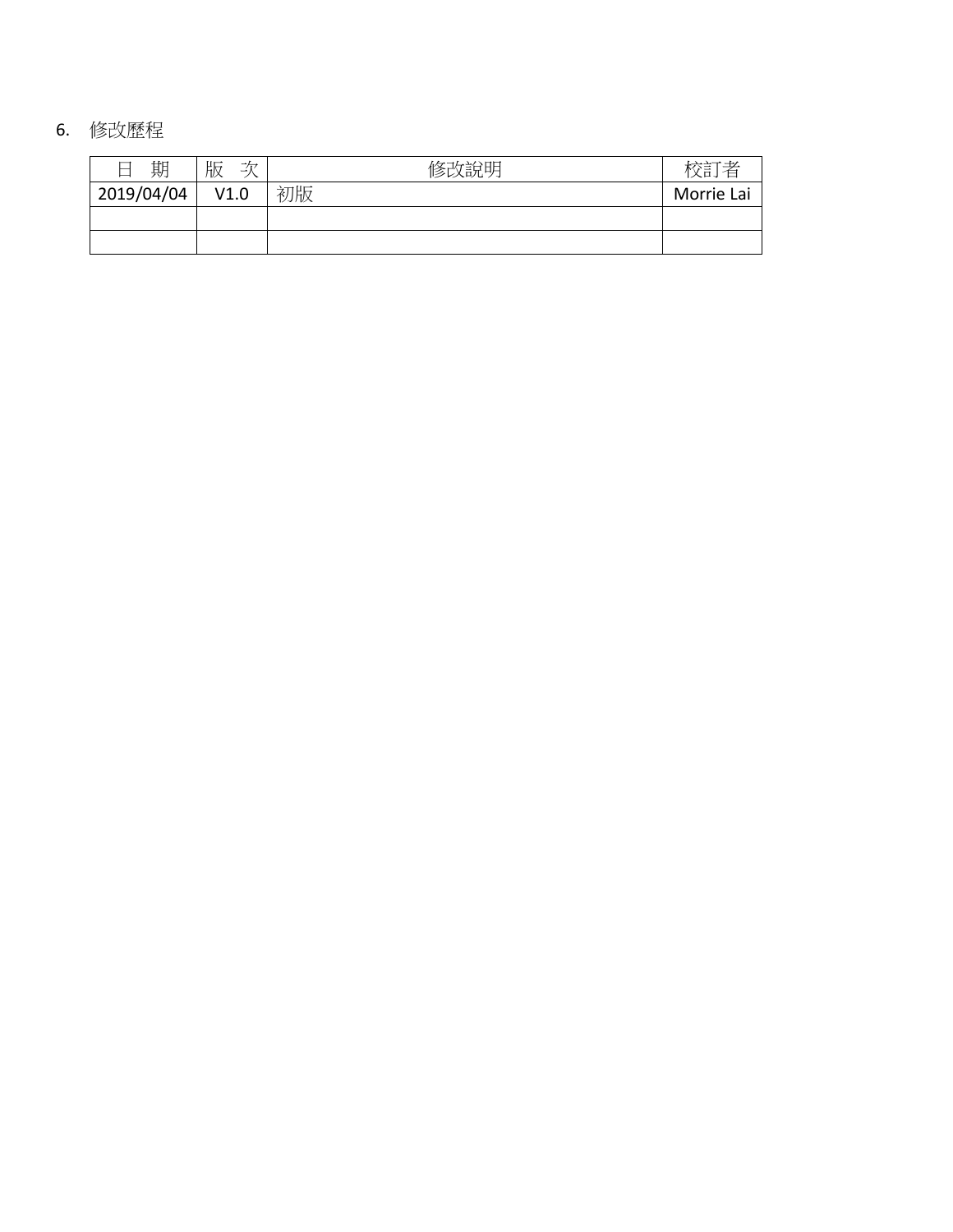## 6. 修改歷程

| 日　期 | 版　次 | 修改說明 | 校訂者 |
| --- | --- | --- | --- |
| 2019/04/04 | V1.0 | 初版 | Morrie Lai |
| | | | |
| | | | |